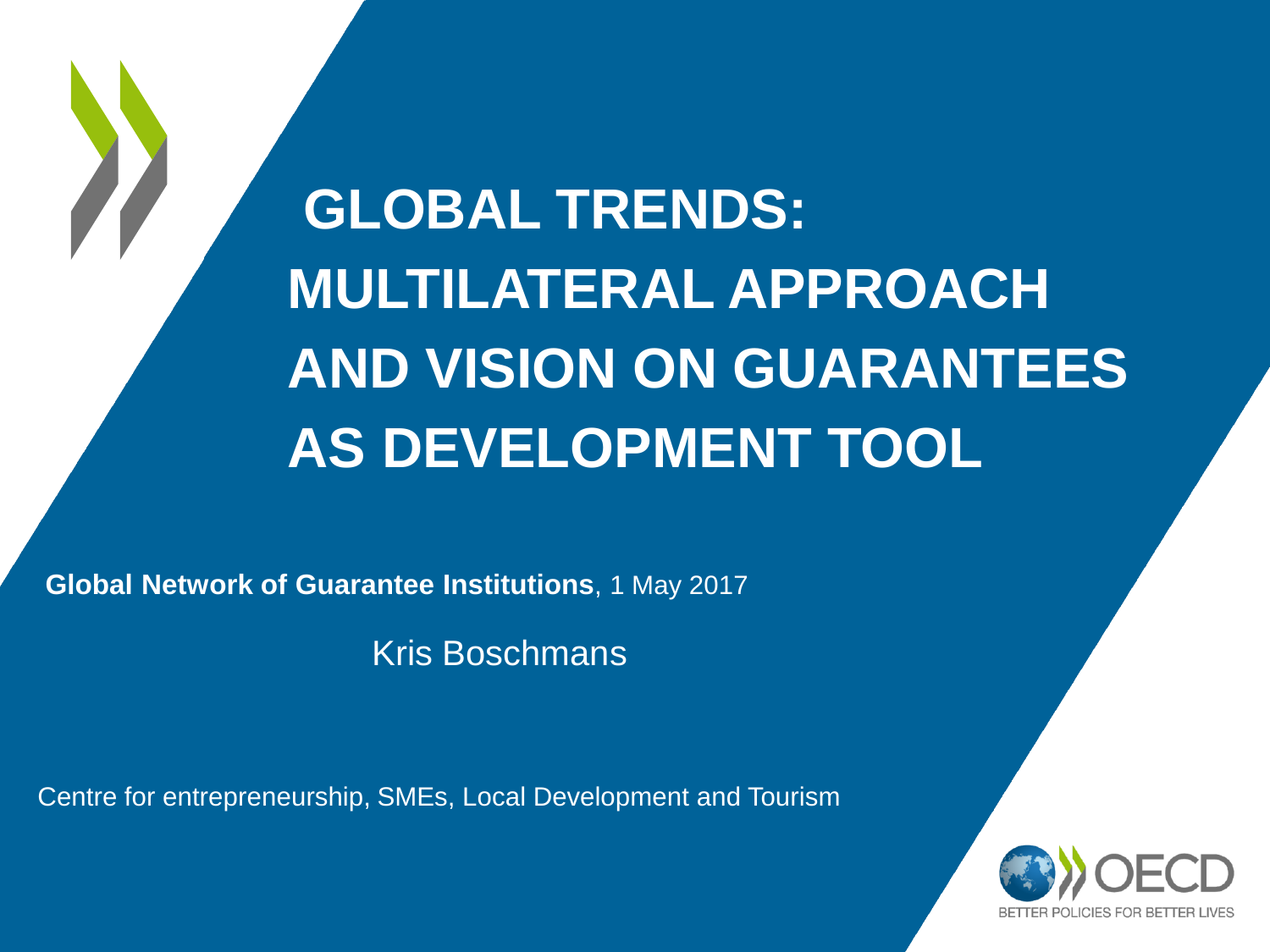# GLOBAL TRENDS: MULTILATERAL APPROACH AND VISION ON GUARANTEES AS DEVELOPMENT TOOL

**Global Network of Guarantee Institutions**, 1 May 2017

Kris Boschmans

Centre for entrepreneurship, SMEs, Local Development and Tourism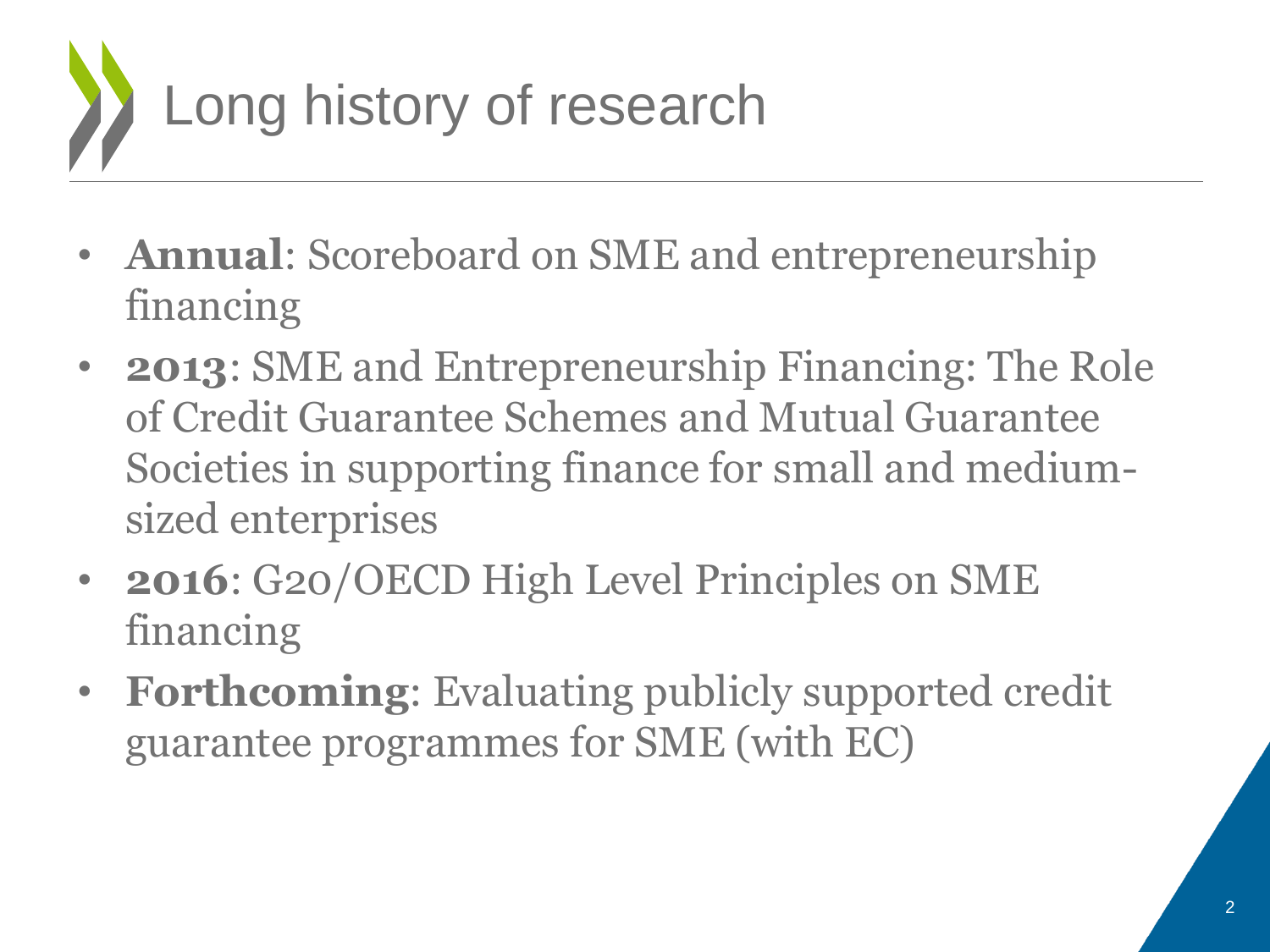# Long history of research

- **Annual**: Scoreboard on SME and entrepreneurship financing
- **2013**: SME and Entrepreneurship Financing: The Role of Credit Guarantee Schemes and Mutual Guarantee Societies in supporting finance for small and medium-sized enterprises
- **2016**: G20/OECD High Level Principles on SME financing
- **Forthcoming**: Evaluating publicly supported credit guarantee programmes for SME (with EC)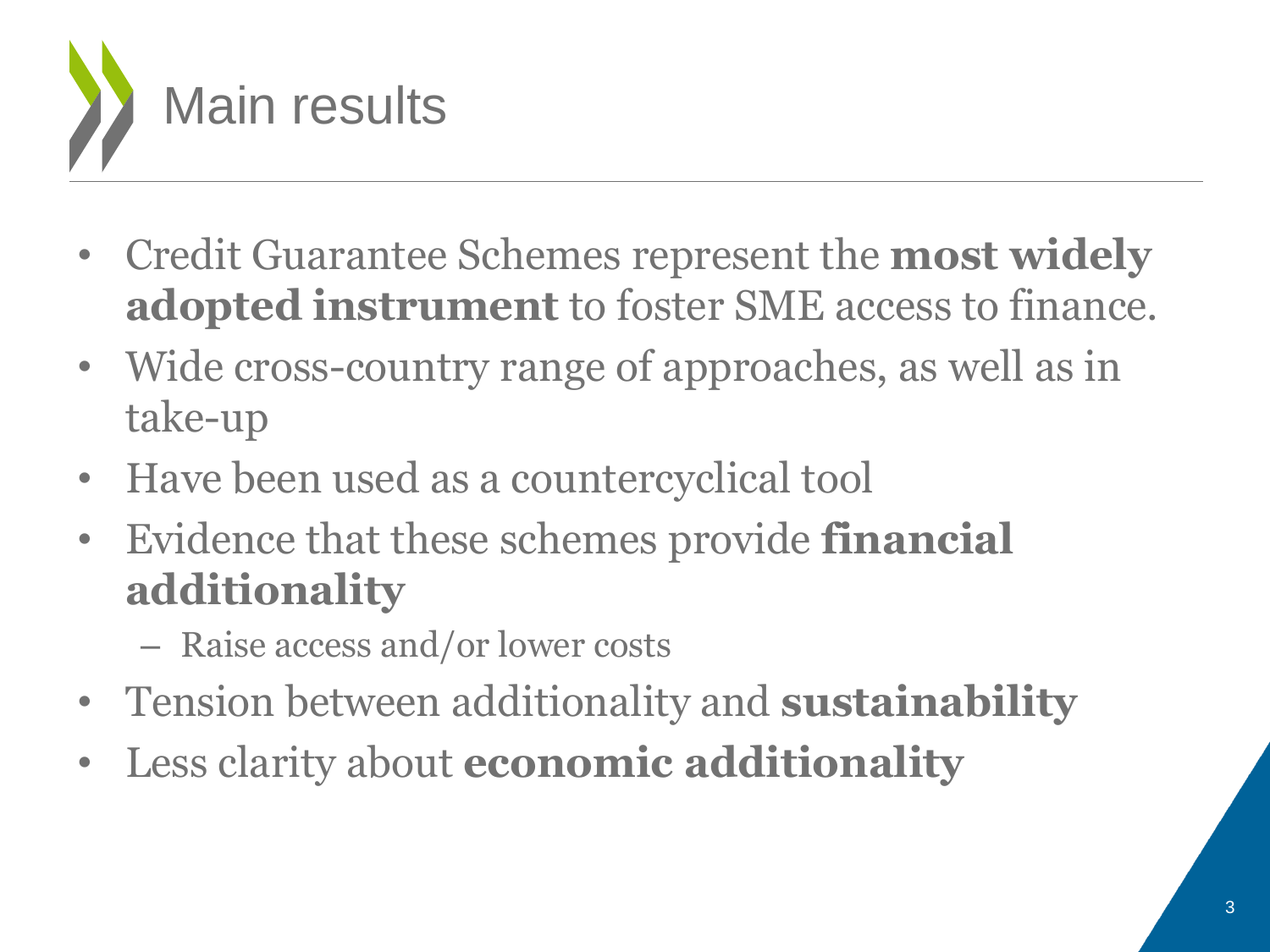# Main results

- Credit Guarantee Schemes represent the **most widely adopted instrument** to foster SME access to finance.
- Wide cross-country range of approaches, as well as in take-up
- Have been used as a countercyclical tool
- Evidence that these schemes provide **financial additionality**
  - Raise access and/or lower costs
- Tension between additionality and **sustainability**
- Less clarity about **economic additionality**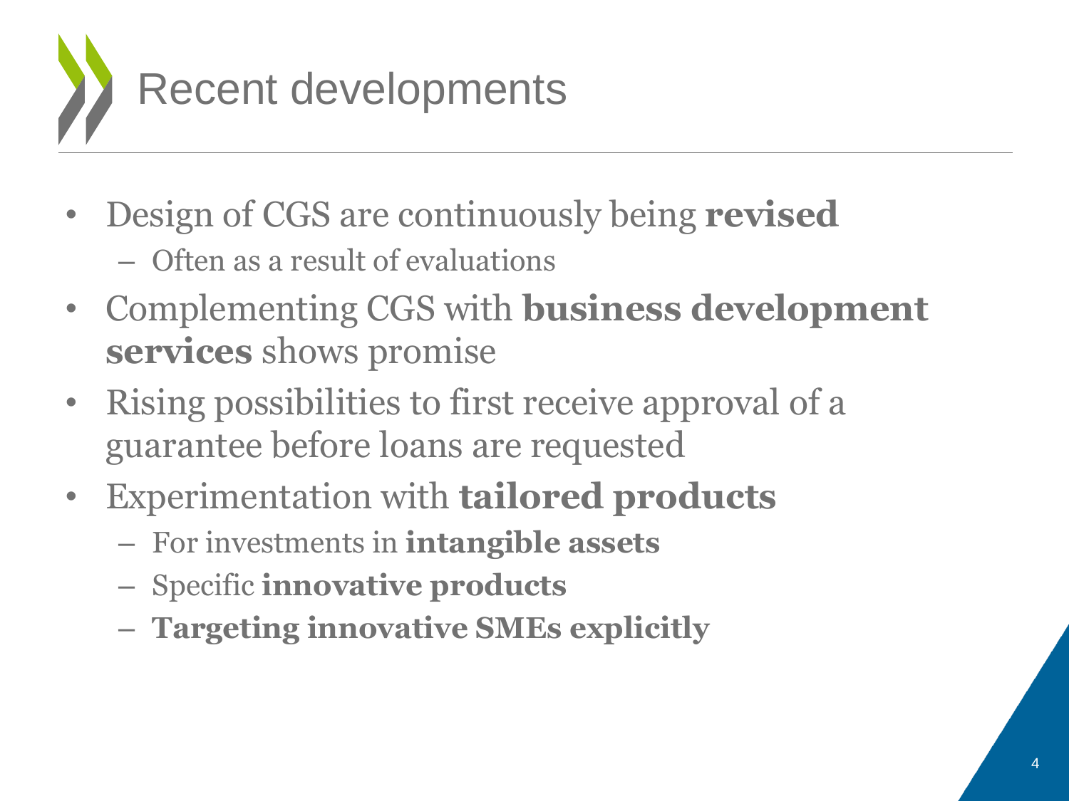# Recent developments

- Design of CGS are continuously being **revised**
  - Often as a result of evaluations
- Complementing CGS with **business development services** shows promise
- Rising possibilities to first receive approval of a guarantee before loans are requested
- Experimentation with **tailored products**
  - For investments in **intangible assets**
  - Specific **innovative products**
  - **Targeting innovative SMEs explicitly**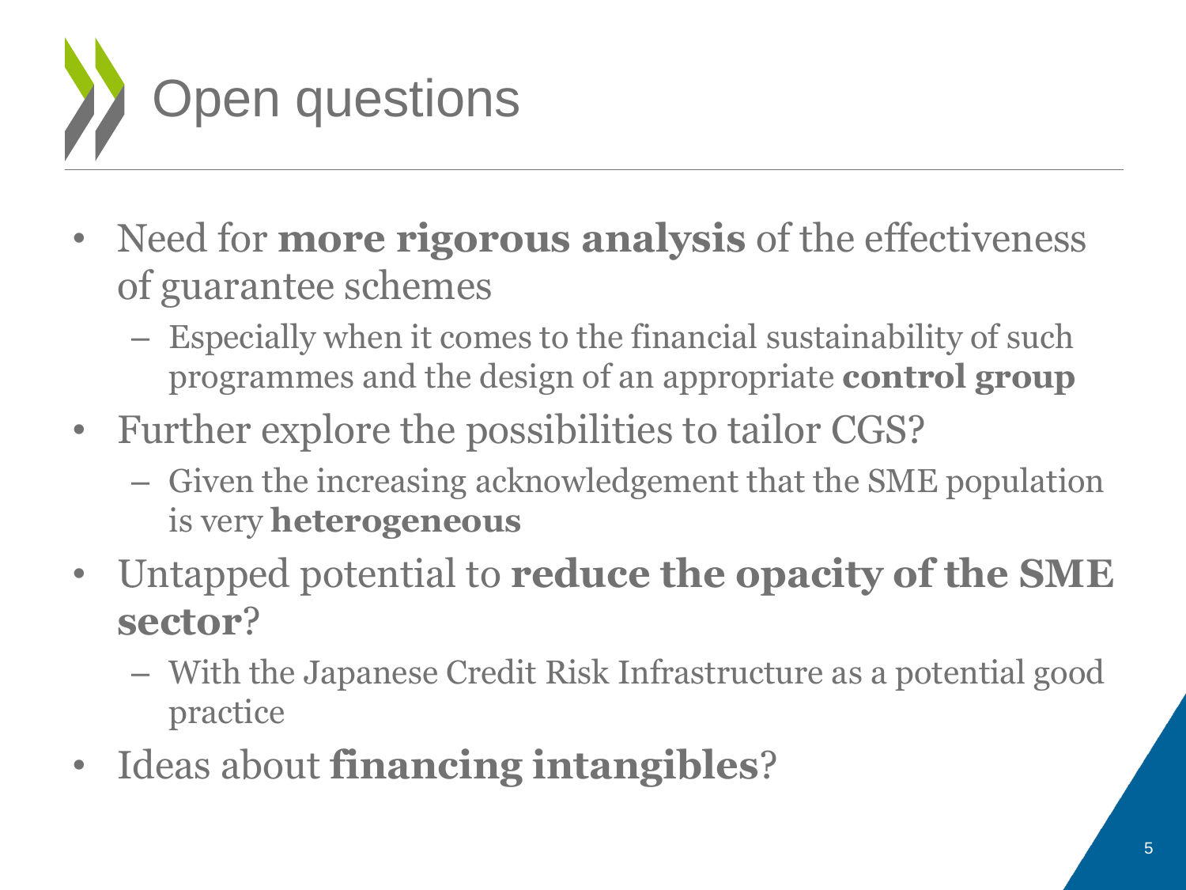# Open questions

- Need for **more rigorous analysis** of the effectiveness of guarantee schemes
  - Especially when it comes to the financial sustainability of such programmes and the design of an appropriate **control group**
- Further explore the possibilities to tailor CGS?
  - Given the increasing acknowledgement that the SME population is very **heterogeneous**
- Untapped potential to **reduce the opacity of the SME sector**?
  - With the Japanese Credit Risk Infrastructure as a potential good practice
- Ideas about **financing intangibles**?